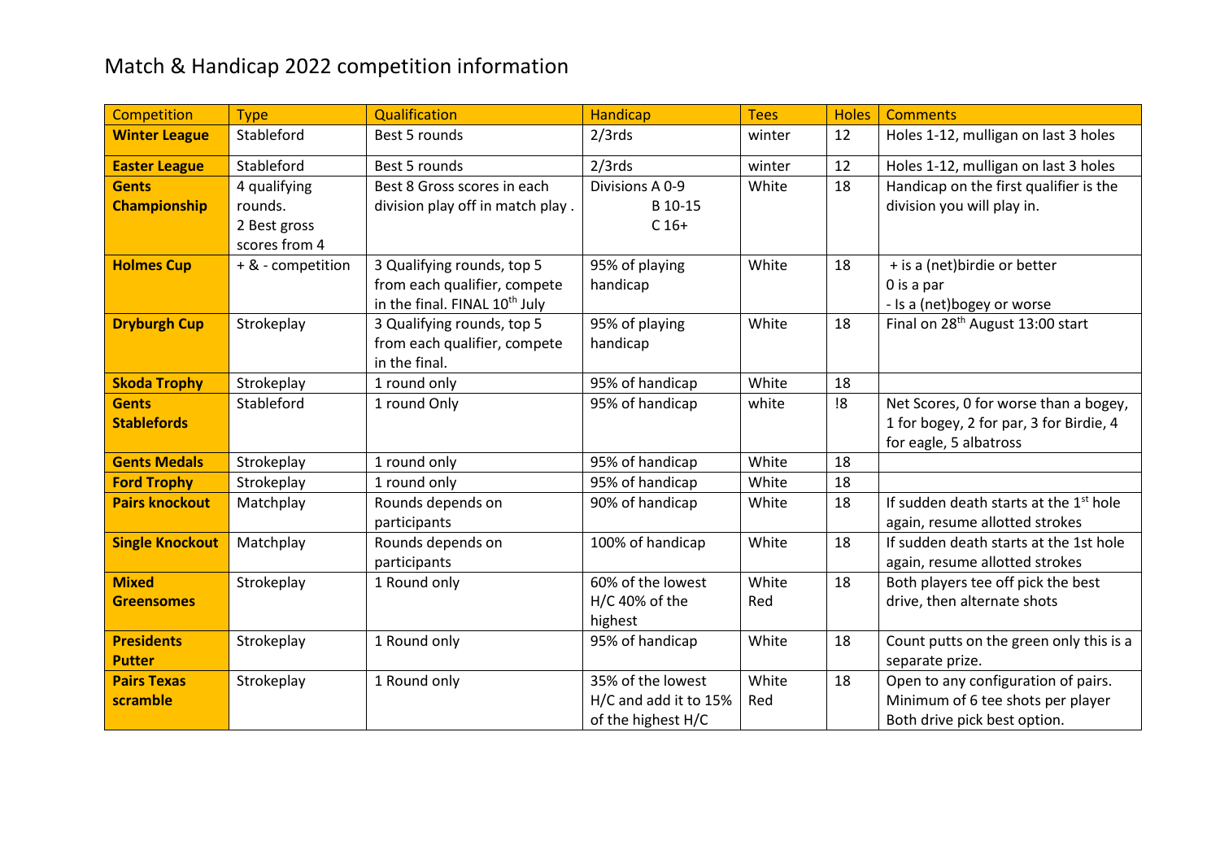# Match & Handicap 2022 competition information

| Competition | Type | Qualification | Handicap | Tees | Holes | Comments |
|---|---|---|---|---|---|---|
| **Winter League** | Stableford | Best 5 rounds | 2/3rds | winter | 12 | Holes 1-12, mulligan on last 3 holes |
| **Easter League** | Stableford | Best 5 rounds | 2/3rds | winter | 12 | Holes 1-12, mulligan on last 3 holes |
| **Gents Championship** | 4 qualifying rounds. 2 Best gross scores from 4 | Best 8 Gross scores in each division play off in match play . | Divisions A 0-9 B 10-15 C 16+ | White | 18 | Handicap on the first qualifier is the division you will play in. |
| **Holmes Cup** | + & - competition | 3 Qualifying rounds, top 5 from each qualifier, compete in the final. FINAL 10th July | 95% of playing handicap | White | 18 | + is a (net)birdie or better 0 is a par - Is a (net)bogey or worse |
| **Dryburgh Cup** | Strokeplay | 3 Qualifying rounds, top 5 from each qualifier, compete in the final. | 95% of playing handicap | White | 18 | Final on 28th August 13:00 start |
| **Skoda Trophy** | Strokeplay | 1 round only | 95% of handicap | White | 18 | |
| **Gents Stablefords** | Stableford | 1 round Only | 95% of handicap | white | !8 | Net Scores, 0 for worse than a bogey, 1 for bogey, 2 for par, 3 for Birdie, 4 for eagle, 5 albatross |
| **Gents Medals** | Strokeplay | 1 round only | 95% of handicap | White | 18 | |
| **Ford Trophy** | Strokeplay | 1 round only | 95% of handicap | White | 18 | |
| **Pairs knockout** | Matchplay | Rounds depends on participants | 90% of handicap | White | 18 | If sudden death starts at the 1st hole again, resume allotted strokes |
| **Single Knockout** | Matchplay | Rounds depends on participants | 100% of handicap | White | 18 | If sudden death starts at the 1st hole again, resume allotted strokes |
| **Mixed Greensomes** | Strokeplay | 1 Round only | 60% of the lowest H/C 40% of the highest | White Red | 18 | Both players tee off pick the best drive, then alternate shots |
| **Presidents Putter** | Strokeplay | 1 Round only | 95% of handicap | White | 18 | Count putts on the green only this is a separate prize. |
| **Pairs Texas scramble** | Strokeplay | 1 Round only | 35% of the lowest H/C and add it to 15% of the highest H/C | White Red | 18 | Open to any configuration of pairs. Minimum of 6 tee shots per player Both drive pick best option. |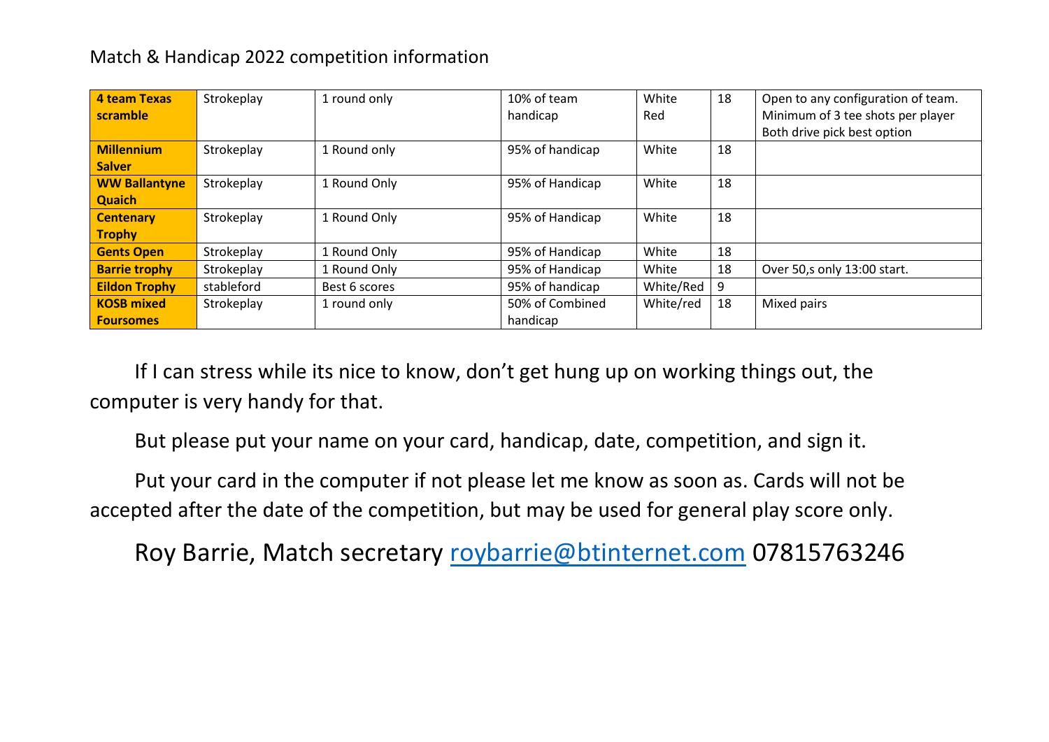Match & Handicap 2022 competition information

| | | | | | | |
|---|---|---|---|---|---|---|
| **4 team Texas scramble** | Strokeplay | 1 round only | 10% of team handicap | White Red | 18 | Open to any configuration of team. Minimum of 3 tee shots per player Both drive pick best option |
| **Millennium Salver** | Strokeplay | 1 Round only | 95% of handicap | White | 18 | |
| **WW Ballantyne Quaich** | Strokeplay | 1 Round Only | 95% of Handicap | White | 18 | |
| **Centenary Trophy** | Strokeplay | 1 Round Only | 95% of Handicap | White | 18 | |
| **Gents Open** | Strokeplay | 1 Round Only | 95% of Handicap | White | 18 | |
| **Barrie trophy** | Strokeplay | 1 Round Only | 95% of Handicap | White | 18 | Over 50,s only 13:00 start. |
| **Eildon Trophy** | stableford | Best 6 scores | 95% of handicap | White/Red | 9 | |
| **KOSB mixed Foursomes** | Strokeplay | 1 round only | 50% of Combined handicap | White/red | 18 | Mixed pairs |

If I can stress while its nice to know, don't get hung up on working things out, the computer is very handy for that.

But please put your name on your card, handicap, date, competition, and sign it.

Put your card in the computer if not please let me know as soon as. Cards will not be accepted after the date of the competition, but may be used for general play score only.

Roy Barrie, Match secretary roybarrie@btinternet.com 07815763246